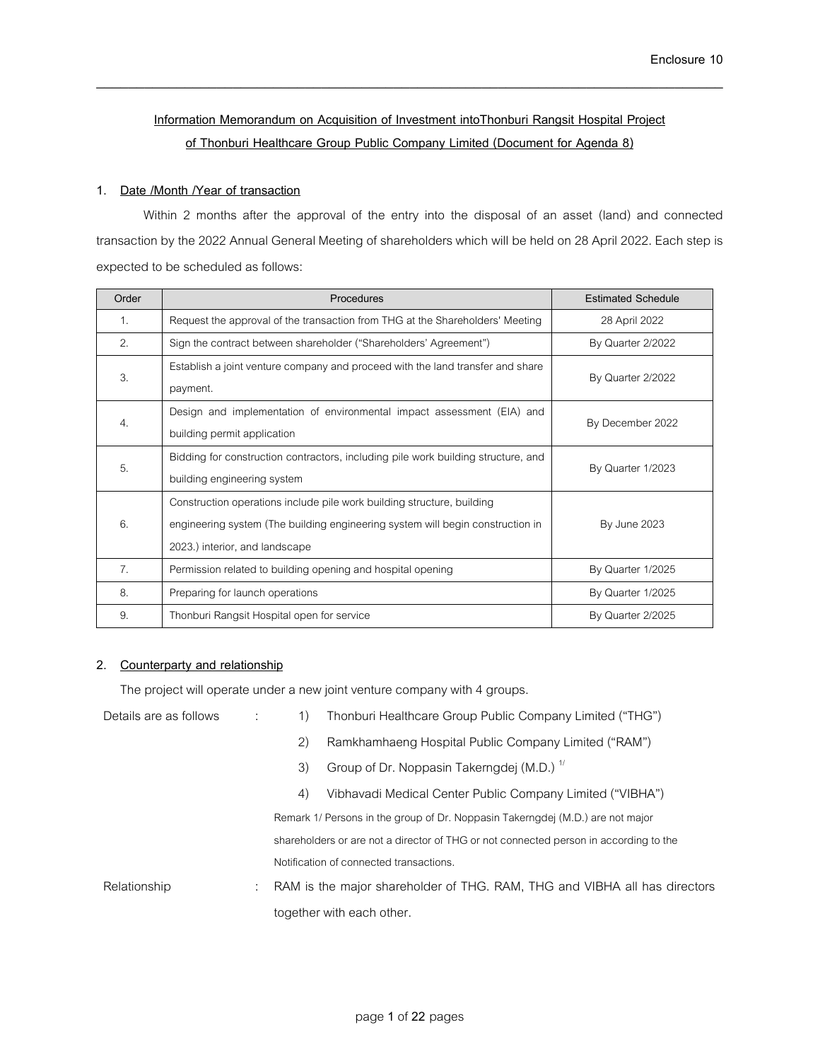Enclosure 10

**Information Memorandum on Acquisition of Investment intoThonburi Rangsit Hospital Project of Thonburi Healthcare Group Public Company Limited (Document for Agenda 8)**

## 1. Date /Month /Year of transaction

Within 2 months after the approval of the entry into the disposal of an asset (land) and connected transaction by the 2022 Annual General Meeting of shareholders which will be held on 28 April 2022. Each step is expected to be scheduled as follows:

| Order | Procedures | Estimated Schedule |
|---|---|---|
| 1. | Request the approval of the transaction from THG at the Shareholders' Meeting | 28 April 2022 |
| 2. | Sign the contract between shareholder ("Shareholders' Agreement") | By Quarter 2/2022 |
| 3. | Establish a joint venture company and proceed with the land transfer and share payment. | By Quarter 2/2022 |
| 4. | Design and implementation of environmental impact assessment (EIA) and building permit application | By December 2022 |
| 5. | Bidding for construction contractors, including pile work building structure, and building engineering system | By Quarter 1/2023 |
| 6. | Construction operations include pile work building structure, building engineering system (The building engineering system will begin construction in 2023.) interior, and landscape | By June 2023 |
| 7. | Permission related to building opening and hospital opening | By Quarter 1/2025 |
| 8. | Preparing for launch operations | By Quarter 1/2025 |
| 9. | Thonburi Rangsit Hospital open for service | By Quarter 2/2025 |

## 2. Counterparty and relationship

The project will operate under a new joint venture company with 4 groups.

Details are as follows :

1) Thonburi Healthcare Group Public Company Limited ("THG")
2) Ramkhamhaeng Hospital Public Company Limited ("RAM")
3) Group of Dr. Noppasin Takerngdej (M.D.) [1/]
4) Vibhavadi Medical Center Public Company Limited ("VIBHA")

Remark 1/ Persons in the group of Dr. Noppasin Takerngdej (M.D.) are not major shareholders or are not a director of THG or not connected person in according to the Notification of connected transactions.

Relationship : RAM is the major shareholder of THG. RAM, THG and VIBHA all has directors together with each other.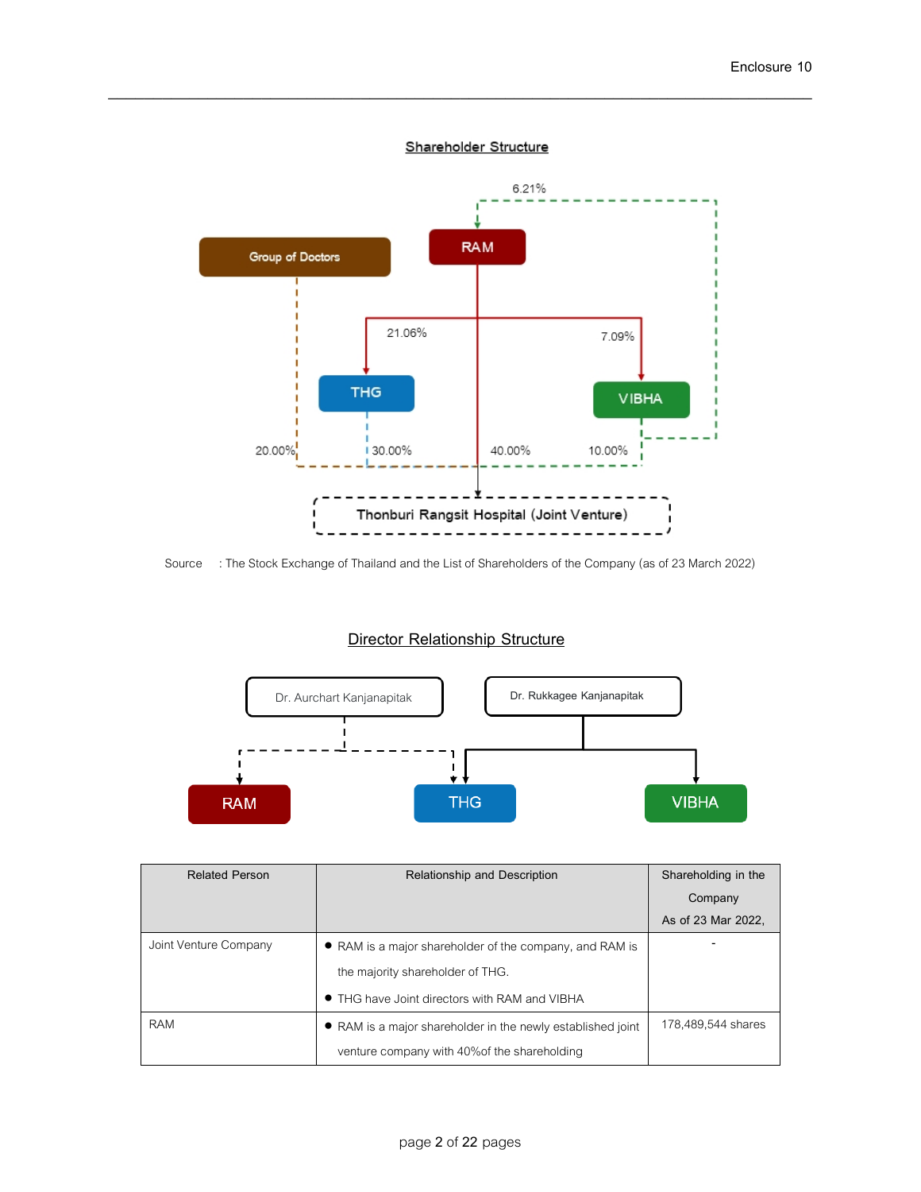## Shareholder Structure

Group of Doctors

RAM

THG

VIBHA

6.21%

21.06%

7.09%

20.00%

30.00%

40.00%

10.00%

Thonburi Rangsit Hospital (Joint Venture)

Source : The Stock Exchange of Thailand and the List of Shareholders of the Company (as of 23 March 2022)

## Director Relationship Structure

Dr. Aurchart Kanjanapitak

Dr. Rukkagee Kanjanapitak

RAM

THG

VIBHA

| Related Person | Relationship and Description | Shareholding in the Company As of 23 Mar 2022, |
|---|---|---|
| Joint Venture Company | ● RAM is a major shareholder of the company, and RAM is the majority shareholder of THG.<br>● THG have Joint directors with RAM and VIBHA | - |
| RAM | ● RAM is a major shareholder in the newly established joint venture company with 40%of the shareholding | 178,489,544 shares |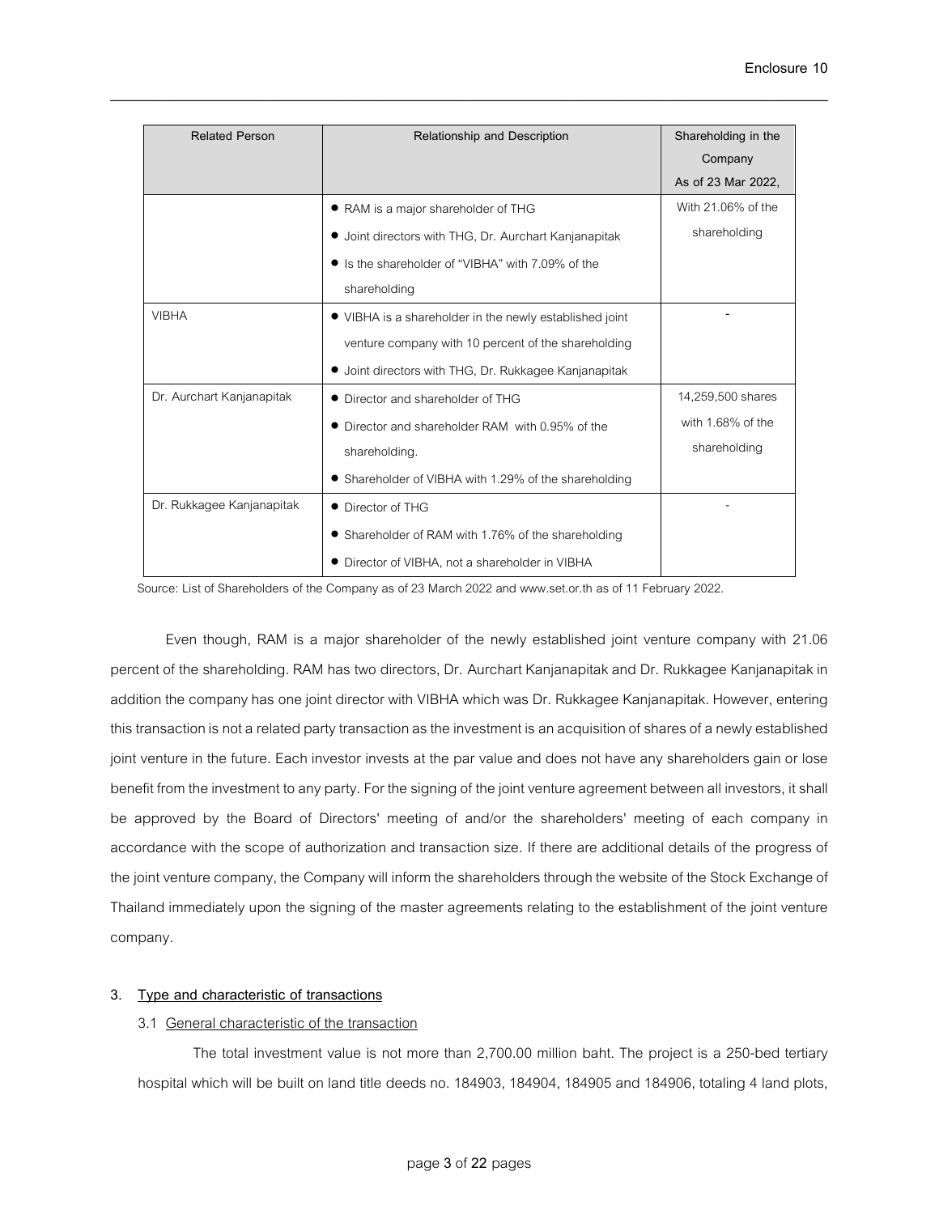| Related Person | Relationship and Description | Shareholding in the Company As of 23 Mar 2022, |
|---|---|---|
| | ● RAM is a major shareholder of THG<br>● Joint directors with THG, Dr. Aurchart Kanjanapitak<br>● Is the shareholder of "VIBHA" with 7.09% of the shareholding | With 21.06% of the shareholding |
| VIBHA | ● VIBHA is a shareholder in the newly established joint venture company with 10 percent of the shareholding<br>● Joint directors with THG, Dr. Rukkagee Kanjanapitak | - |
| Dr. Aurchart Kanjanapitak | ● Director and shareholder of THG<br>● Director and shareholder RAM with 0.95% of the shareholding.<br>● Shareholder of VIBHA with 1.29% of the shareholding | 14,259,500 shares with 1.68% of the shareholding |
| Dr. Rukkagee Kanjanapitak | ● Director of THG<br>● Shareholder of RAM with 1.76% of the shareholding<br>● Director of VIBHA, not a shareholder in VIBHA | - |

Source: List of Shareholders of the Company as of 23 March 2022 and www.set.or.th as of 11 February 2022.

Even though, RAM is a major shareholder of the newly established joint venture company with 21.06 percent of the shareholding. RAM has two directors, Dr. Aurchart Kanjanapitak and Dr. Rukkagee Kanjanapitak in addition the company has one joint director with VIBHA which was Dr. Rukkagee Kanjanapitak. However, entering this transaction is not a related party transaction as the investment is an acquisition of shares of a newly established joint venture in the future. Each investor invests at the par value and does not have any shareholders gain or lose benefit from the investment to any party. For the signing of the joint venture agreement between all investors, it shall be approved by the Board of Directors' meeting of and/or the shareholders' meeting of each company in accordance with the scope of authorization and transaction size. If there are additional details of the progress of the joint venture company, the Company will inform the shareholders through the website of the Stock Exchange of Thailand immediately upon the signing of the master agreements relating to the establishment of the joint venture company.

3. **Type and characteristic of transactions**

3.1 General characteristic of the transaction

The total investment value is not more than 2,700.00 million baht. The project is a 250-bed tertiary hospital which will be built on land title deeds no. 184903, 184904, 184905 and 184906, totaling 4 land plots,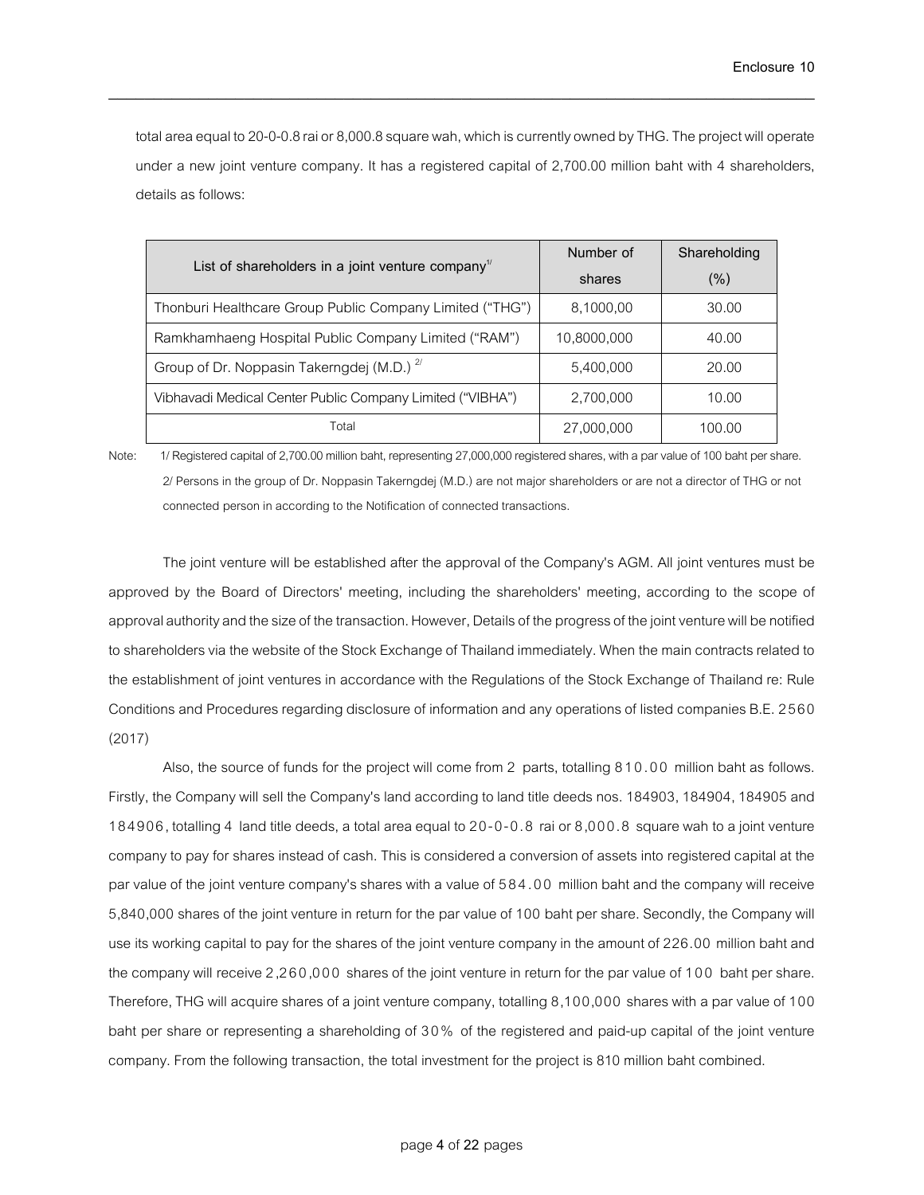total area equal to 20-0-0.8 rai or 8,000.8 square wah, which is currently owned by THG. The project will operate under a new joint venture company. It has a registered capital of 2,700.00 million baht with 4 shareholders, details as follows:

| List of shareholders in a joint venture company[1/] | Number of shares | Shareholding (%) |
|---|---|---|
| Thonburi Healthcare Group Public Company Limited ("THG") | 8,1000,00 | 30.00 |
| Ramkhamhaeng Hospital Public Company Limited ("RAM") | 10,8000,000 | 40.00 |
| Group of Dr. Noppasin Takerngdej (M.D.) [2/] | 5,400,000 | 20.00 |
| Vibhavadi Medical Center Public Company Limited ("VIBHA") | 2,700,000 | 10.00 |
| Total | 27,000,000 | 100.00 |

Note: 1/ Registered capital of 2,700.00 million baht, representing 27,000,000 registered shares, with a par value of 100 baht per share.
2/ Persons in the group of Dr. Noppasin Takerngdej (M.D.) are not major shareholders or are not a director of THG or not connected person in according to the Notification of connected transactions.

The joint venture will be established after the approval of the Company's AGM. All joint ventures must be approved by the Board of Directors' meeting, including the shareholders' meeting, according to the scope of approval authority and the size of the transaction. However, Details of the progress of the joint venture will be notified to shareholders via the website of the Stock Exchange of Thailand immediately. When the main contracts related to the establishment of joint ventures in accordance with the Regulations of the Stock Exchange of Thailand re: Rule Conditions and Procedures regarding disclosure of information and any operations of listed companies B.E. 2560 (2017)

Also, the source of funds for the project will come from 2 parts, totalling 810.00 million baht as follows. Firstly, the Company will sell the Company's land according to land title deeds nos. 184903, 184904, 184905 and 184906, totalling 4 land title deeds, a total area equal to 20-0-0.8 rai or 8,000.8 square wah to a joint venture company to pay for shares instead of cash. This is considered a conversion of assets into registered capital at the par value of the joint venture company's shares with a value of 584.00 million baht and the company will receive 5,840,000 shares of the joint venture in return for the par value of 100 baht per share. Secondly, the Company will use its working capital to pay for the shares of the joint venture company in the amount of 226.00 million baht and the company will receive 2,260,000 shares of the joint venture in return for the par value of 100 baht per share. Therefore, THG will acquire shares of a joint venture company, totalling 8,100,000 shares with a par value of 100 baht per share or representing a shareholding of 30% of the registered and paid-up capital of the joint venture company. From the following transaction, the total investment for the project is 810 million baht combined.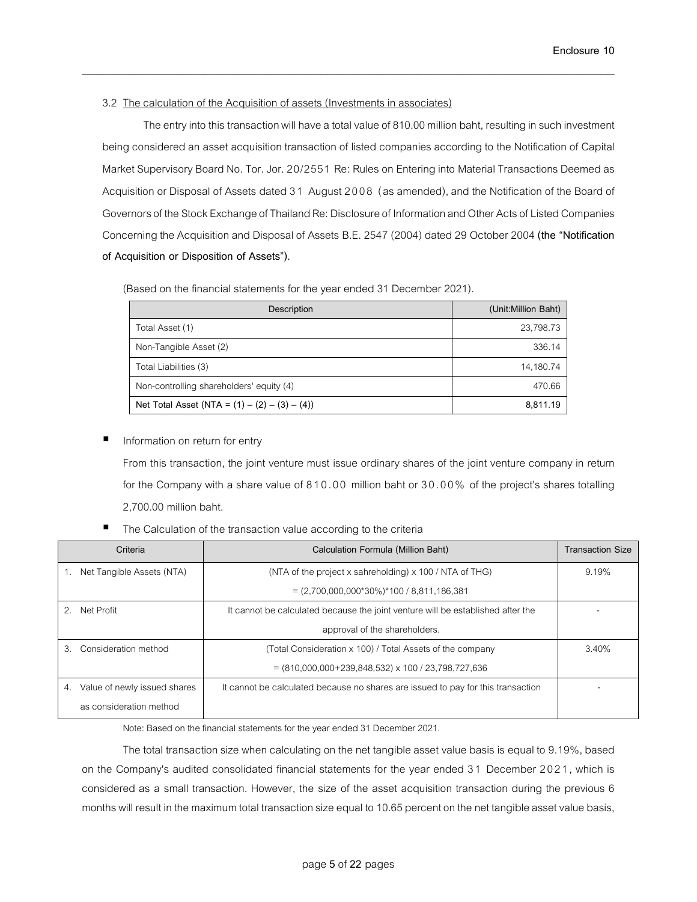3.2 The calculation of the Acquisition of assets (Investments in associates)

The entry into this transaction will have a total value of 810.00 million baht, resulting in such investment being considered an asset acquisition transaction of listed companies according to the Notification of Capital Market Supervisory Board No. Tor. Jor. 20/2551 Re: Rules on Entering into Material Transactions Deemed as Acquisition or Disposal of Assets dated 31 August 2008 (as amended), and the Notification of the Board of Governors of the Stock Exchange of Thailand Re: Disclosure of Information and Other Acts of Listed Companies Concerning the Acquisition and Disposal of Assets B.E. 2547 (2004) dated 29 October 2004 **(the "Notification of Acquisition or Disposition of Assets").**

(Based on the financial statements for the year ended 31 December 2021).

| Description | (Unit:Million Baht) |
|---|---|
| Total Asset (1) | 23,798.73 |
| Non-Tangible Asset (2) | 336.14 |
| Total Liabilities (3) | 14,180.74 |
| Non-controlling shareholders' equity (4) | 470.66 |
| **Net Total Asset (NTA = (1) – (2) – (3) – (4))** | **8,811.19** |

- Information on return for entry

  From this transaction, the joint venture must issue ordinary shares of the joint venture company in return for the Company with a share value of 810.00 million baht or 30.00% of the project's shares totalling 2,700.00 million baht.

- The Calculation of the transaction value according to the criteria

| Criteria | Calculation Formula (Million Baht) | Transaction Size |
|---|---|---|
| 1. Net Tangible Assets (NTA) | (NTA of the project x sahreholding) x 100 / NTA of THG<br>= (2,700,000,000*30%)*100 / 8,811,186,381 | 9.19% |
| 2. Net Profit | It cannot be calculated because the joint venture will be established after the approval of the shareholders. | - |
| 3. Consideration method | (Total Consideration x 100) / Total Assets of the company<br>= (810,000,000+239,848,532) x 100 / 23,798,727,636 | 3.40% |
| 4. Value of newly issued shares as consideration method | It cannot be calculated because no shares are issued to pay for this transaction | - |

Note: Based on the financial statements for the year ended 31 December 2021.

The total transaction size when calculating on the net tangible asset value basis is equal to 9.19%, based on the Company's audited consolidated financial statements for the year ended 31 December 2021, which is considered as a small transaction. However, the size of the asset acquisition transaction during the previous 6 months will result in the maximum total transaction size equal to 10.65 percent on the net tangible asset value basis,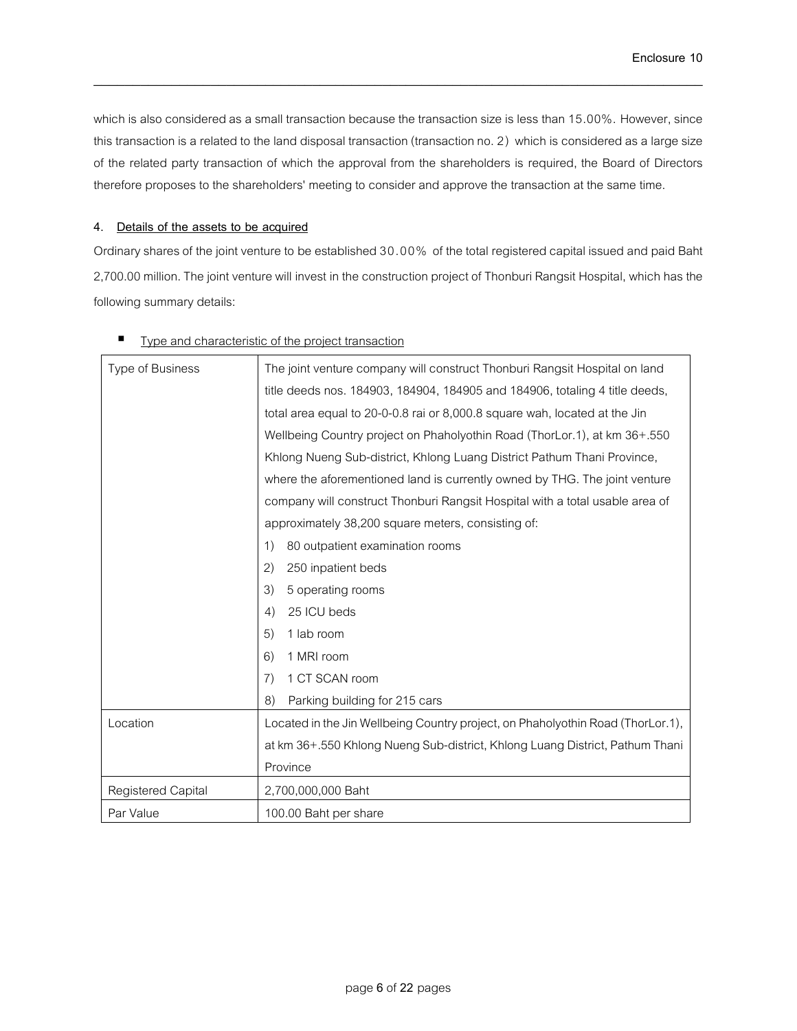which is also considered as a small transaction because the transaction size is less than 15.00%. However, since this transaction is a related to the land disposal transaction (transaction no. 2) which is considered as a large size of the related party transaction of which the approval from the shareholders is required, the Board of Directors therefore proposes to the shareholders' meeting to consider and approve the transaction at the same time.

4. **Details of the assets to be acquired**

Ordinary shares of the joint venture to be established 30.00% of the total registered capital issued and paid Baht 2,700.00 million. The joint venture will invest in the construction project of Thonburi Rangsit Hospital, which has the following summary details:

- Type and characteristic of the project transaction

| Type of Business | The joint venture company will construct Thonburi Rangsit Hospital on land title deeds nos. 184903, 184904, 184905 and 184906, totaling 4 title deeds, total area equal to 20-0-0.8 rai or 8,000.8 square wah, located at the Jin Wellbeing Country project on Phaholyothin Road (ThorLor.1), at km 36+.550 Khlong Nueng Sub-district, Khlong Luang District Pathum Thani Province, where the aforementioned land is currently owned by THG. The joint venture company will construct Thonburi Rangsit Hospital with a total usable area of approximately 38,200 square meters, consisting of:<br>1) 80 outpatient examination rooms<br>2) 250 inpatient beds<br>3) 5 operating rooms<br>4) 25 ICU beds<br>5) 1 lab room<br>6) 1 MRI room<br>7) 1 CT SCAN room<br>8) Parking building for 215 cars |
|---|---|
| Location | Located in the Jin Wellbeing Country project, on Phaholyothin Road (ThorLor.1), at km 36+.550 Khlong Nueng Sub-district, Khlong Luang District, Pathum Thani Province |
| Registered Capital | 2,700,000,000 Baht |
| Par Value | 100.00 Baht per share |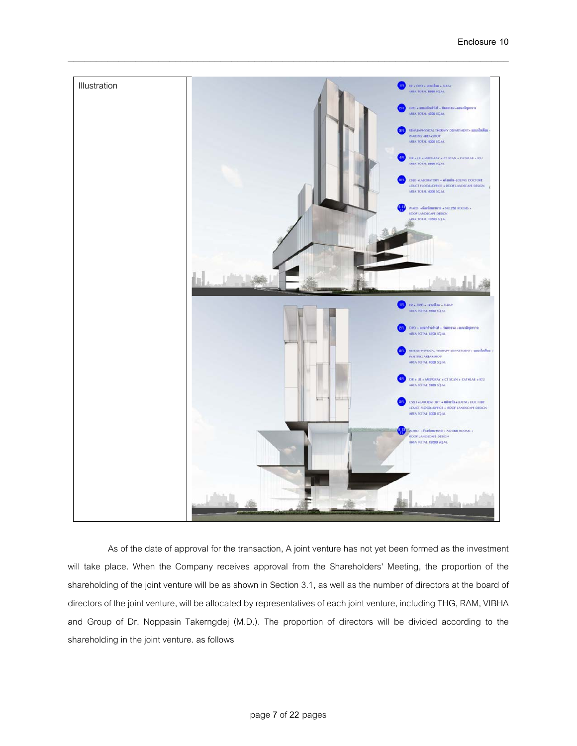| Illustration | |
| --- | --- |

As of the date of approval for the transaction, A joint venture has not yet been formed as the investment will take place. When the Company receives approval from the Shareholders' Meeting, the proportion of the shareholding of the joint venture will be as shown in Section 3.1, as well as the number of directors at the board of directors of the joint venture, will be allocated by representatives of each joint venture, including THG, RAM, VIBHA and Group of Dr. Noppasin Takerngdej (M.D.). The proportion of directors will be divided according to the shareholding in the joint venture. as follows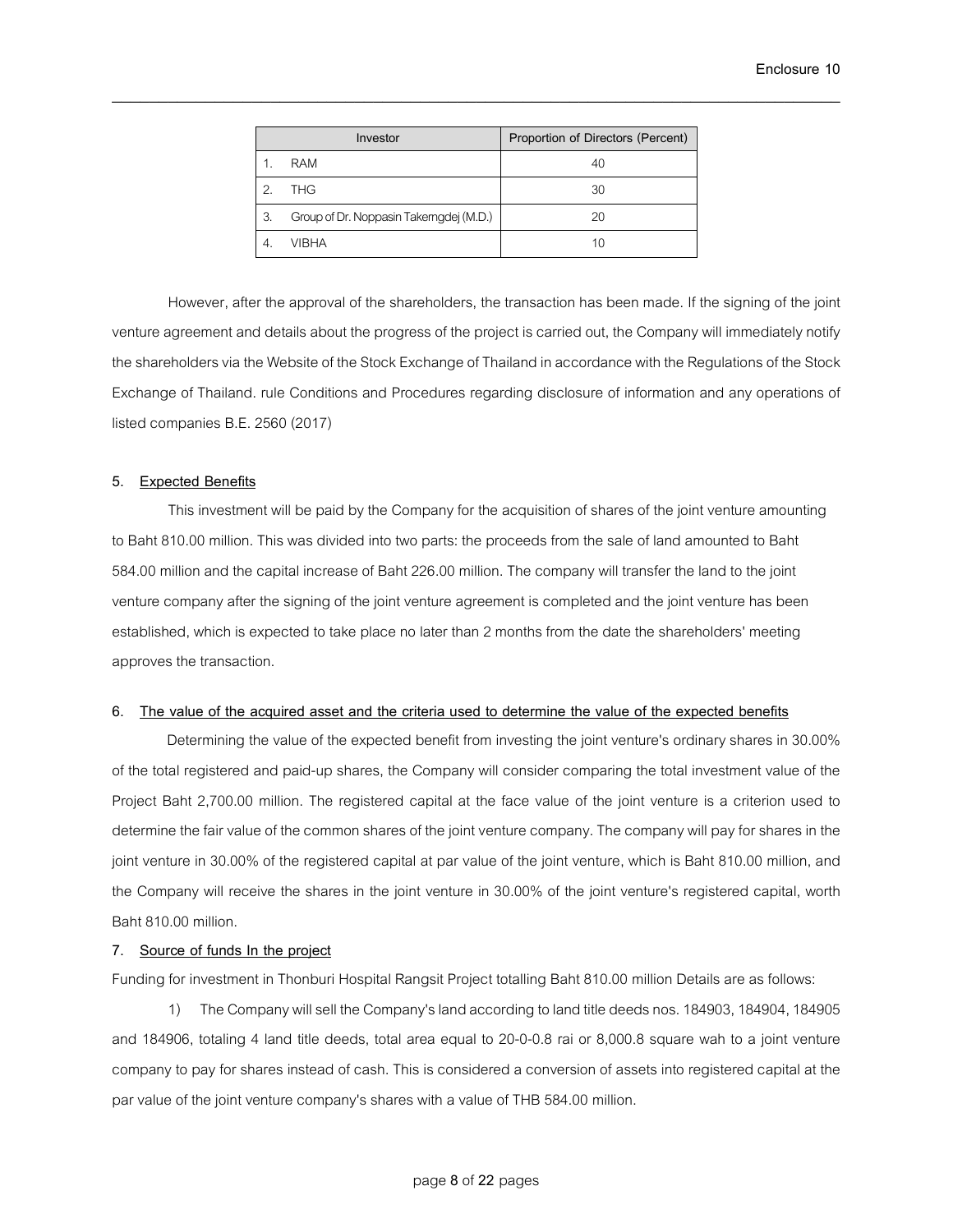| Investor | Proportion of Directors (Percent) |
| --- | --- |
| 1. RAM | 40 |
| 2. THG | 30 |
| 3. Group of Dr. Noppasin Takerngdej (M.D.) | 20 |
| 4. VIBHA | 10 |

However, after the approval of the shareholders, the transaction has been made. If the signing of the joint venture agreement and details about the progress of the project is carried out, the Company will immediately notify the shareholders via the Website of the Stock Exchange of Thailand in accordance with the Regulations of the Stock Exchange of Thailand. rule Conditions and Procedures regarding disclosure of information and any operations of listed companies B.E. 2560 (2017)

**5. Expected Benefits**

This investment will be paid by the Company for the acquisition of shares of the joint venture amounting to Baht 810.00 million. This was divided into two parts: the proceeds from the sale of land amounted to Baht 584.00 million and the capital increase of Baht 226.00 million. The company will transfer the land to the joint venture company after the signing of the joint venture agreement is completed and the joint venture has been established, which is expected to take place no later than 2 months from the date the shareholders' meeting approves the transaction.

**6. The value of the acquired asset and the criteria used to determine the value of the expected benefits**

Determining the value of the expected benefit from investing the joint venture's ordinary shares in 30.00% of the total registered and paid-up shares, the Company will consider comparing the total investment value of the Project Baht 2,700.00 million. The registered capital at the face value of the joint venture is a criterion used to determine the fair value of the common shares of the joint venture company. The company will pay for shares in the joint venture in 30.00% of the registered capital at par value of the joint venture, which is Baht 810.00 million, and the Company will receive the shares in the joint venture in 30.00% of the joint venture's registered capital, worth Baht 810.00 million.

**7. Source of funds In the project**

Funding for investment in Thonburi Hospital Rangsit Project totalling Baht 810.00 million Details are as follows:

1) The Company will sell the Company's land according to land title deeds nos. 184903, 184904, 184905 and 184906, totaling 4 land title deeds, total area equal to 20-0-0.8 rai or 8,000.8 square wah to a joint venture company to pay for shares instead of cash. This is considered a conversion of assets into registered capital at the par value of the joint venture company's shares with a value of THB 584.00 million.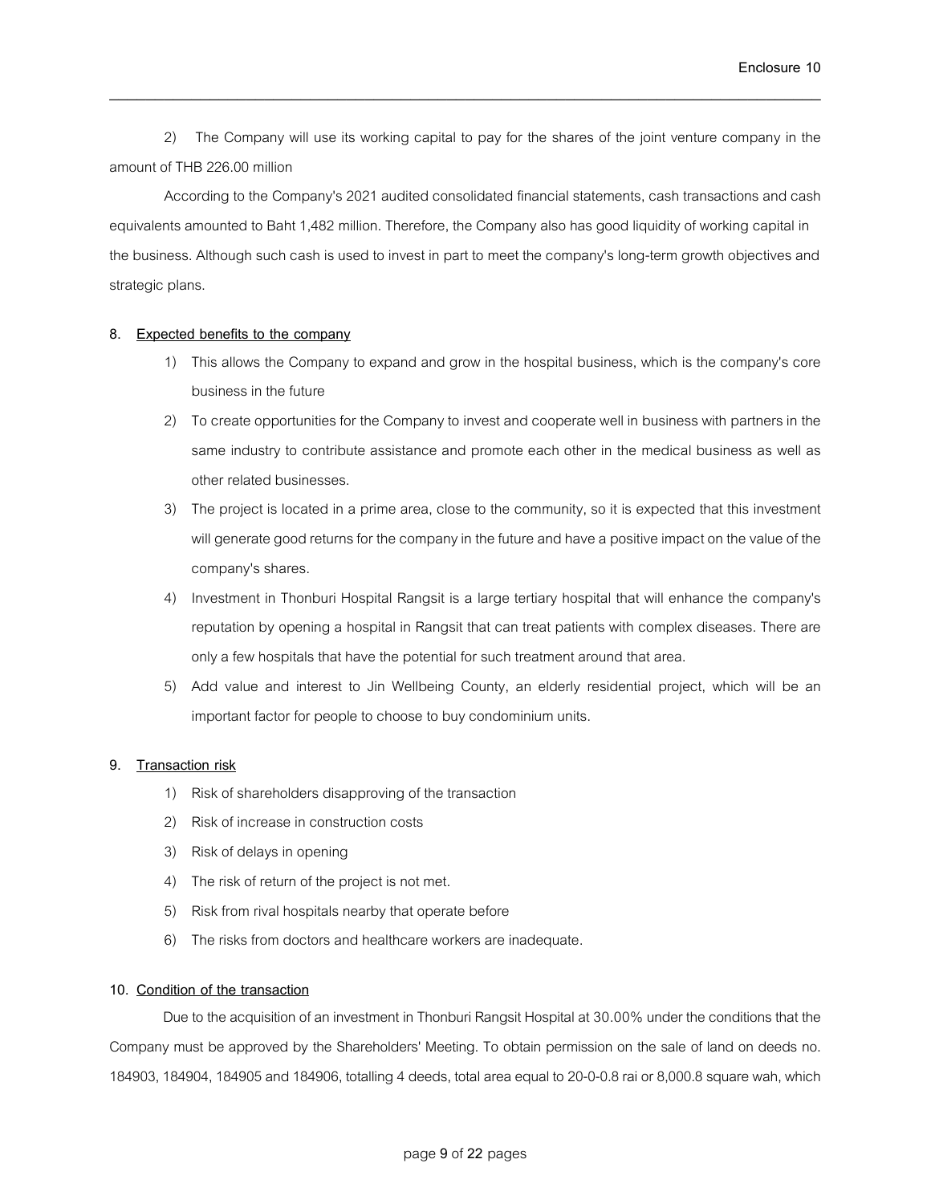2) The Company will use its working capital to pay for the shares of the joint venture company in the amount of THB 226.00 million

According to the Company's 2021 audited consolidated financial statements, cash transactions and cash equivalents amounted to Baht 1,482 million. Therefore, the Company also has good liquidity of working capital in the business. Although such cash is used to invest in part to meet the company's long-term growth objectives and strategic plans.

**8. Expected benefits to the company**

1) This allows the Company to expand and grow in the hospital business, which is the company's core business in the future
2) To create opportunities for the Company to invest and cooperate well in business with partners in the same industry to contribute assistance and promote each other in the medical business as well as other related businesses.
3) The project is located in a prime area, close to the community, so it is expected that this investment will generate good returns for the company in the future and have a positive impact on the value of the company's shares.
4) Investment in Thonburi Hospital Rangsit is a large tertiary hospital that will enhance the company's reputation by opening a hospital in Rangsit that can treat patients with complex diseases. There are only a few hospitals that have the potential for such treatment around that area.
5) Add value and interest to Jin Wellbeing County, an elderly residential project, which will be an important factor for people to choose to buy condominium units.

**9. Transaction risk**

1) Risk of shareholders disapproving of the transaction
2) Risk of increase in construction costs
3) Risk of delays in opening
4) The risk of return of the project is not met.
5) Risk from rival hospitals nearby that operate before
6) The risks from doctors and healthcare workers are inadequate.

**10. Condition of the transaction**

Due to the acquisition of an investment in Thonburi Rangsit Hospital at 30.00% under the conditions that the Company must be approved by the Shareholders' Meeting. To obtain permission on the sale of land on deeds no. 184903, 184904, 184905 and 184906, totalling 4 deeds, total area equal to 20-0-0.8 rai or 8,000.8 square wah, which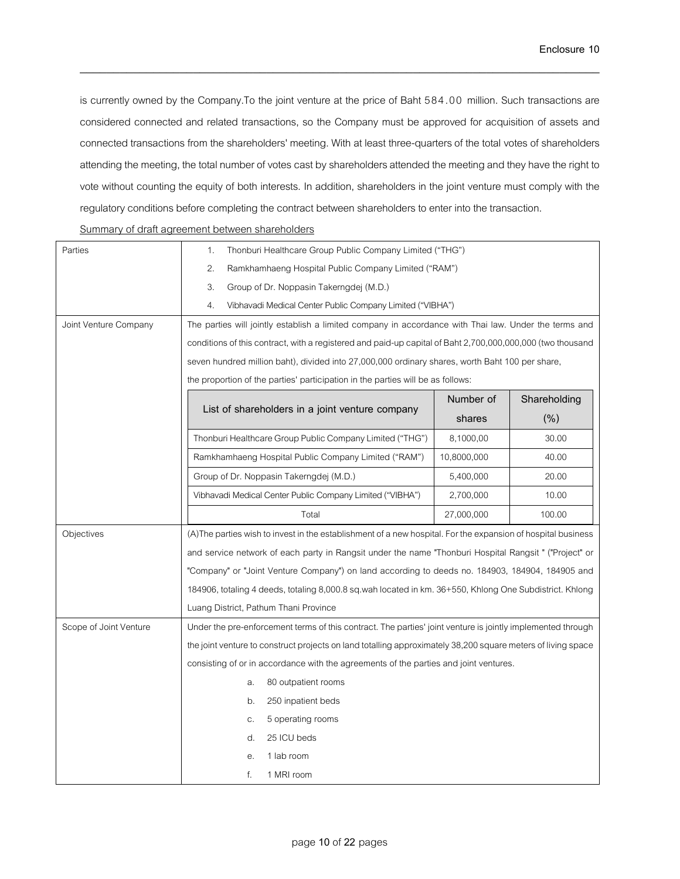is currently owned by the Company.To the joint venture at the price of Baht 584.00 million. Such transactions are considered connected and related transactions, so the Company must be approved for acquisition of assets and connected transactions from the shareholders' meeting. With at least three-quarters of the total votes of shareholders attending the meeting, the total number of votes cast by shareholders attended the meeting and they have the right to vote without counting the equity of both interests. In addition, shareholders in the joint venture must comply with the regulatory conditions before completing the contract between shareholders to enter into the transaction.

Summary of draft agreement between shareholders

| | |
|---|---|
| Parties | 1. Thonburi Healthcare Group Public Company Limited ("THG")<br>2. Ramkhamhaeng Hospital Public Company Limited ("RAM")<br>3. Group of Dr. Noppasin Takerngdej (M.D.)<br>4. Vibhavadi Medical Center Public Company Limited ("VIBHA") |
| Joint Venture Company | The parties will jointly establish a limited company in accordance with Thai law. Under the terms and conditions of this contract, with a registered and paid-up capital of Baht 2,700,000,000,000 (two thousand seven hundred million baht), divided into 27,000,000 ordinary shares, worth Baht 100 per share, the proportion of the parties' participation in the parties will be as follows: |

| List of shareholders in a joint venture company | Number of shares | Shareholding (%) |
|---|---|---|
| Thonburi Healthcare Group Public Company Limited ("THG") | 8,1000,00 | 30.00 |
| Ramkhamhaeng Hospital Public Company Limited ("RAM") | 10,8000,000 | 40.00 |
| Group of Dr. Noppasin Takerngdej (M.D.) | 5,400,000 | 20.00 |
| Vibhavadi Medical Center Public Company Limited ("VIBHA") | 2,700,000 | 10.00 |
| Total | 27,000,000 | 100.00 |

| | |
|---|---|
| Objectives | (A)The parties wish to invest in the establishment of a new hospital. For the expansion of hospital business and service network of each party in Rangsit under the name "Thonburi Hospital Rangsit " ("Project" or "Company" or "Joint Venture Company") on land according to deeds no. 184903, 184904, 184905 and 184906, totaling 4 deeds, totaling 8,000.8 sq.wah located in km. 36+550, Khlong One Subdistrict. Khlong Luang District, Pathum Thani Province |
| Scope of Joint Venture | Under the pre-enforcement terms of this contract. The parties' joint venture is jointly implemented through the joint venture to construct projects on land totalling approximately 38,200 square meters of living space consisting of or in accordance with the agreements of the parties and joint ventures.<br>a. 80 outpatient rooms<br>b. 250 inpatient beds<br>c. 5 operating rooms<br>d. 25 ICU beds<br>e. 1 lab room<br>f. 1 MRI room |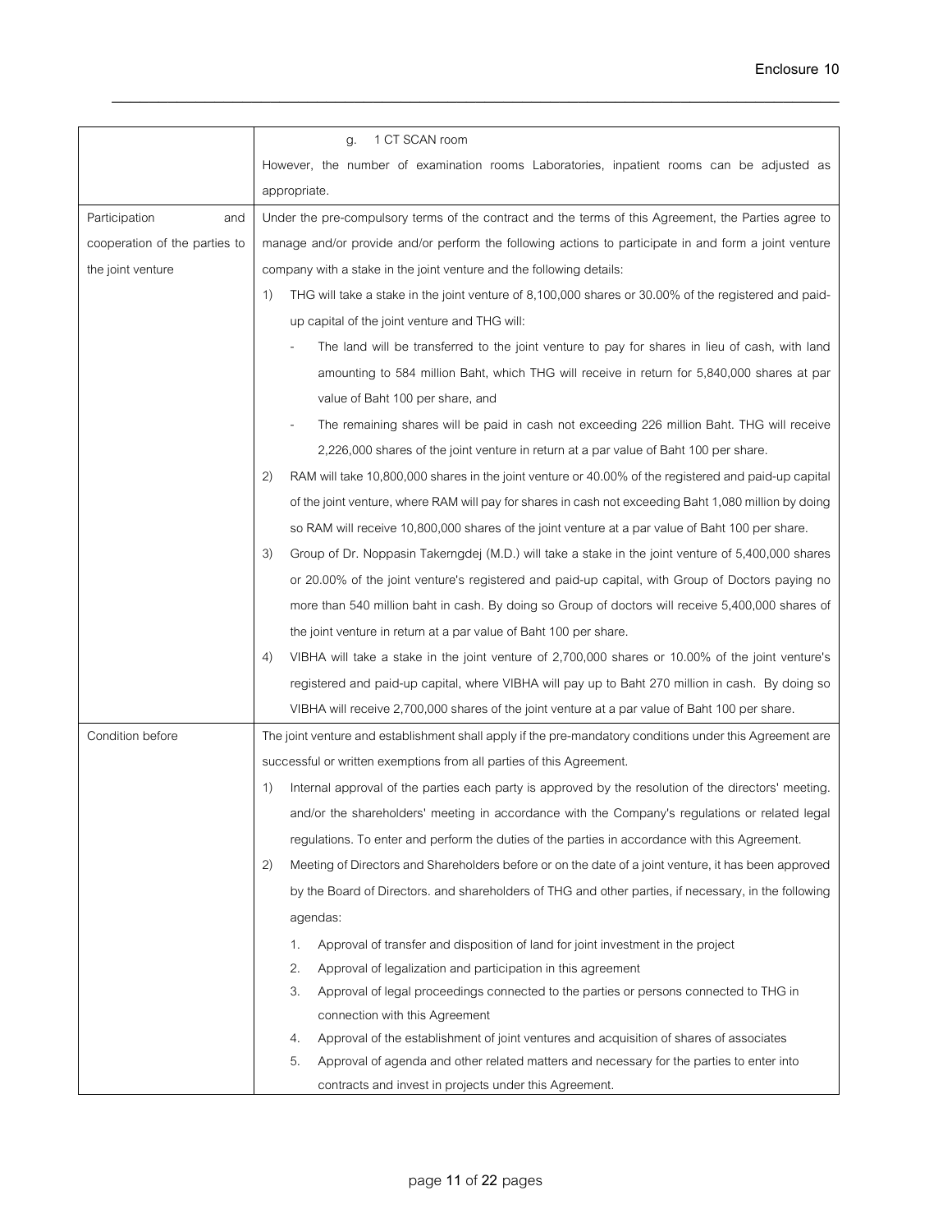| | |
|---|---|
| | g. 1 CT SCAN room<br>However, the number of examination rooms Laboratories, inpatient rooms can be adjusted as appropriate. |
| Participation and cooperation of the parties to the joint venture | Under the pre-compulsory terms of the contract and the terms of this Agreement, the Parties agree to manage and/or provide and/or perform the following actions to participate in and form a joint venture company with a stake in the joint venture and the following details:<br>1) THG will take a stake in the joint venture of 8,100,000 shares or 30.00% of the registered and paid-up capital of the joint venture and THG will:<br>- The land will be transferred to the joint venture to pay for shares in lieu of cash, with land amounting to 584 million Baht, which THG will receive in return for 5,840,000 shares at par value of Baht 100 per share, and<br>- The remaining shares will be paid in cash not exceeding 226 million Baht. THG will receive 2,226,000 shares of the joint venture in return at a par value of Baht 100 per share.<br>2) RAM will take 10,800,000 shares in the joint venture or 40.00% of the registered and paid-up capital of the joint venture, where RAM will pay for shares in cash not exceeding Baht 1,080 million by doing so RAM will receive 10,800,000 shares of the joint venture at a par value of Baht 100 per share.<br>3) Group of Dr. Noppasin Takerngdej (M.D.) will take a stake in the joint venture of 5,400,000 shares or 20.00% of the joint venture's registered and paid-up capital, with Group of Doctors paying no more than 540 million baht in cash. By doing so Group of doctors will receive 5,400,000 shares of the joint venture in return at a par value of Baht 100 per share.<br>4) VIBHA will take a stake in the joint venture of 2,700,000 shares or 10.00% of the joint venture's registered and paid-up capital, where VIBHA will pay up to Baht 270 million in cash. By doing so VIBHA will receive 2,700,000 shares of the joint venture at a par value of Baht 100 per share. |
| Condition before | The joint venture and establishment shall apply if the pre-mandatory conditions under this Agreement are successful or written exemptions from all parties of this Agreement.<br>1) Internal approval of the parties each party is approved by the resolution of the directors' meeting. and/or the shareholders' meeting in accordance with the Company's regulations or related legal regulations. To enter and perform the duties of the parties in accordance with this Agreement.<br>2) Meeting of Directors and Shareholders before or on the date of a joint venture, it has been approved by the Board of Directors. and shareholders of THG and other parties, if necessary, in the following agendas:<br>1. Approval of transfer and disposition of land for joint investment in the project<br>2. Approval of legalization and participation in this agreement<br>3. Approval of legal proceedings connected to the parties or persons connected to THG in connection with this Agreement<br>4. Approval of the establishment of joint ventures and acquisition of shares of associates<br>5. Approval of agenda and other related matters and necessary for the parties to enter into contracts and invest in projects under this Agreement. |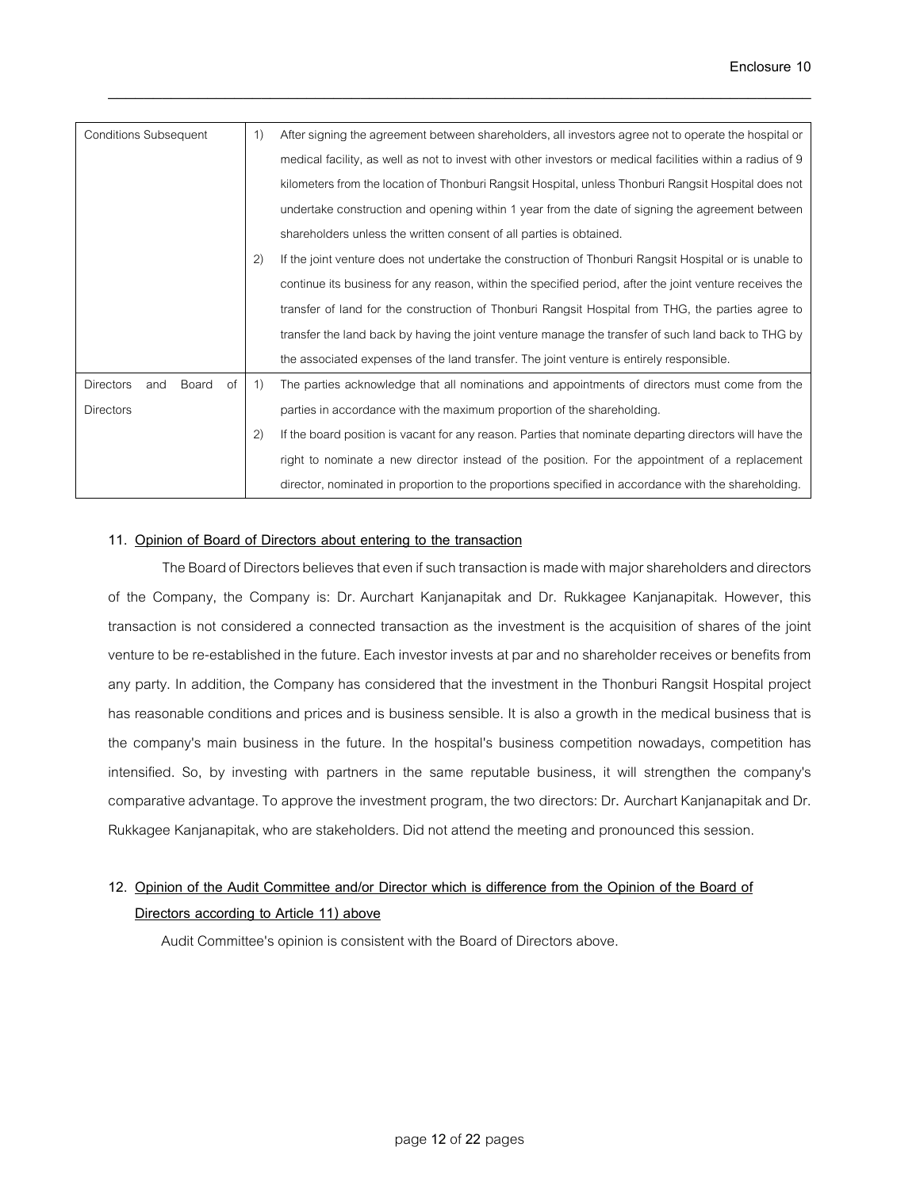| | |
|---|---|
| Conditions Subsequent | 1) After signing the agreement between shareholders, all investors agree not to operate the hospital or medical facility, as well as not to invest with other investors or medical facilities within a radius of 9 kilometers from the location of Thonburi Rangsit Hospital, unless Thonburi Rangsit Hospital does not undertake construction and opening within 1 year from the date of signing the agreement between shareholders unless the written consent of all parties is obtained.<br>2) If the joint venture does not undertake the construction of Thonburi Rangsit Hospital or is unable to continue its business for any reason, within the specified period, after the joint venture receives the transfer of land for the construction of Thonburi Rangsit Hospital from THG, the parties agree to transfer the land back by having the joint venture manage the transfer of such land back to THG by the associated expenses of the land transfer. The joint venture is entirely responsible. |
| Directors and Board of Directors | 1) The parties acknowledge that all nominations and appointments of directors must come from the parties in accordance with the maximum proportion of the shareholding.<br>2) If the board position is vacant for any reason. Parties that nominate departing directors will have the right to nominate a new director instead of the position. For the appointment of a replacement director, nominated in proportion to the proportions specified in accordance with the shareholding. |

**11. Opinion of Board of Directors about entering to the transaction**

The Board of Directors believes that even if such transaction is made with major shareholders and directors of the Company, the Company is: Dr. Aurchart Kanjanapitak and Dr. Rukkagee Kanjanapitak. However, this transaction is not considered a connected transaction as the investment is the acquisition of shares of the joint venture to be re-established in the future. Each investor invests at par and no shareholder receives or benefits from any party. In addition, the Company has considered that the investment in the Thonburi Rangsit Hospital project has reasonable conditions and prices and is business sensible. It is also a growth in the medical business that is the company's main business in the future. In the hospital's business competition nowadays, competition has intensified. So, by investing with partners in the same reputable business, it will strengthen the company's comparative advantage. To approve the investment program, the two directors: Dr. Aurchart Kanjanapitak and Dr. Rukkagee Kanjanapitak, who are stakeholders. Did not attend the meeting and pronounced this session.

**12. Opinion of the Audit Committee and/or Director which is difference from the Opinion of the Board of Directors according to Article 11) above**

Audit Committee's opinion is consistent with the Board of Directors above.